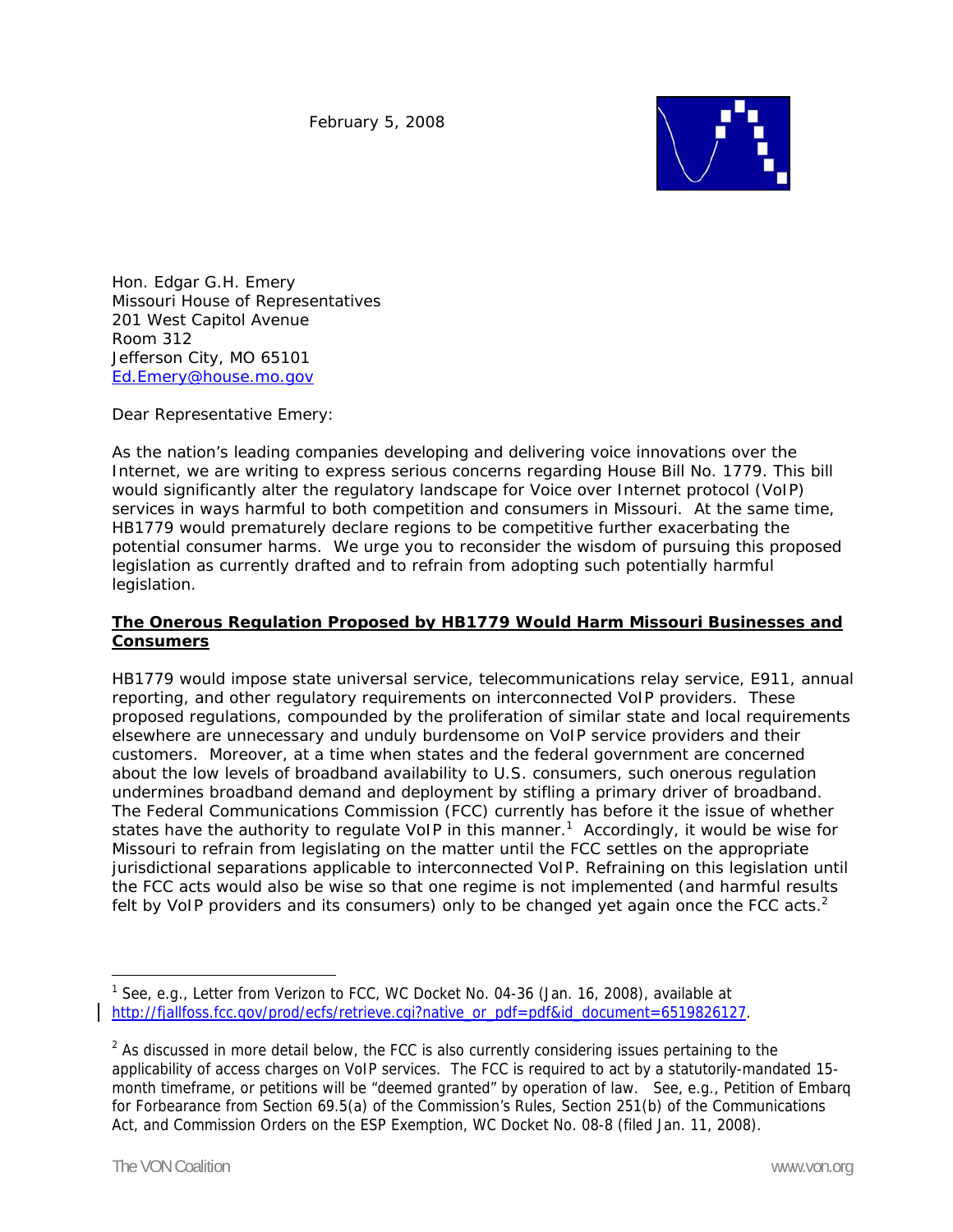February 5, 2008

Hon. Edgar G.H. Emery
Missouri House of Representatives
201 West Capitol Avenue
Room 312
Jefferson City, MO 65101
Ed.Emery@house.mo.gov

Dear Representative Emery:

As the nation's leading companies developing and delivering voice innovations over the Internet, we are writing to express serious concerns regarding House Bill No. 1779. This bill would significantly alter the regulatory landscape for Voice over Internet protocol (VoIP) services in ways harmful to both competition and consumers in Missouri. At the same time, HB1779 would prematurely declare regions to be competitive further exacerbating the potential consumer harms. We urge you to reconsider the wisdom of pursuing this proposed legislation as currently drafted and to refrain from adopting such potentially harmful legislation.

**The Onerous Regulation Proposed by HB1779 Would Harm Missouri Businesses and Consumers**

HB1779 would impose state universal service, telecommunications relay service, E911, annual reporting, and other regulatory requirements on interconnected VoIP providers. These proposed regulations, compounded by the proliferation of similar state and local requirements elsewhere are unnecessary and unduly burdensome on VoIP service providers and their customers. Moreover, at a time when states and the federal government are concerned about the low levels of broadband availability to U.S. consumers, such onerous regulation undermines broadband demand and deployment by stifling a primary driver of broadband. The Federal Communications Commission (FCC) currently has before it the issue of whether states have the authority to regulate VoIP in this manner.[1] Accordingly, it would be wise for Missouri to refrain from legislating on the matter until the FCC settles on the appropriate jurisdictional separations applicable to interconnected VoIP. Refraining on this legislation until the FCC acts would also be wise so that one regime is not implemented (and harmful results felt by VoIP providers and its consumers) only to be changed yet again once the FCC acts.[2]

---

[1] See, e.g., Letter from Verizon to FCC, WC Docket No. 04-36 (Jan. 16, 2008), available at http://fjallfoss.fcc.gov/prod/ecfs/retrieve.cgi?native_or_pdf=pdf&id_document=6519826127.

[2] As discussed in more detail below, the FCC is also currently considering issues pertaining to the applicability of access charges on VoIP services. The FCC is required to act by a statutorily-mandated 15-month timeframe, or petitions will be "deemed granted" by operation of law. See, e.g., Petition of Embarq for Forbearance from Section 69.5(a) of the Commission's Rules, Section 251(b) of the Communications Act, and Commission Orders on the ESP Exemption, WC Docket No. 08-8 (filed Jan. 11, 2008).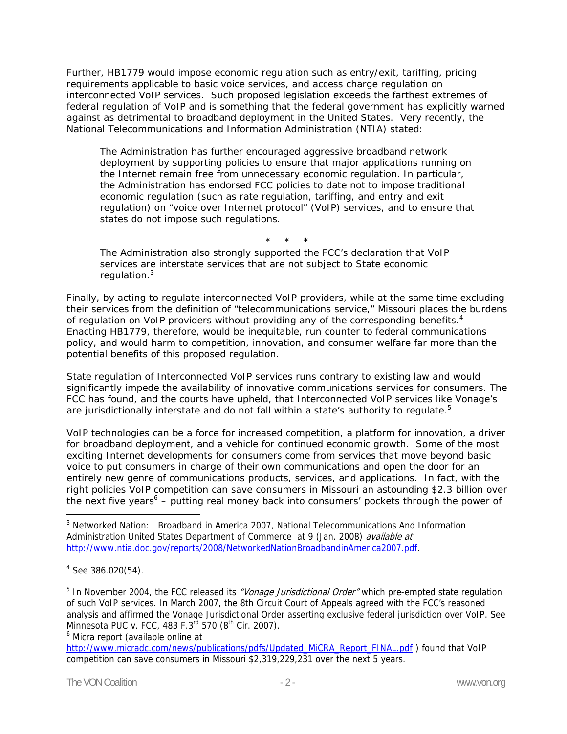Further, HB1779 would impose economic regulation such as entry/exit, tariffing, pricing requirements applicable to basic voice services, and access charge regulation on interconnected VoIP services. Such proposed legislation exceeds the farthest extremes of federal regulation of VoIP and is something that the federal government has explicitly warned against as detrimental to broadband deployment in the United States. Very recently, the National Telecommunications and Information Administration (NTIA) stated:

> The Administration has further encouraged aggressive broadband network deployment by supporting policies to ensure that major applications running on the Internet remain free from unnecessary economic regulation. In particular, the Administration has endorsed FCC policies to date not to impose traditional economic regulation (such as rate regulation, tariffing, and entry and exit regulation) on "voice over Internet protocol" (VoIP) services, and to ensure that states do not impose such regulations.
>
> \* \* \*
>
> The Administration also strongly supported the FCC's declaration that VoIP services are interstate services that are not subject to State economic regulation.[3]

Finally, by acting to regulate interconnected VoIP providers, while at the same time excluding their services from the definition of "telecommunications service," Missouri places the burdens of regulation on VoIP providers without providing any of the corresponding benefits.[4] Enacting HB1779, therefore, would be inequitable, run counter to federal communications policy, and would harm to competition, innovation, and consumer welfare far more than the potential benefits of this proposed regulation.

State regulation of Interconnected VoIP services runs contrary to existing law and would significantly impede the availability of innovative communications services for consumers. The FCC has found, and the courts have upheld, that Interconnected VoIP services like Vonage's are jurisdictionally interstate and do not fall within a state's authority to regulate.[5]

VoIP technologies can be a force for increased competition, a platform for innovation, a driver for broadband deployment, and a vehicle for continued economic growth. Some of the most exciting Internet developments for consumers come from services that move beyond basic voice to put consumers in charge of their own communications and open the door for an entirely new genre of communications products, services, and applications. In fact, with the right policies VoIP competition can save consumers in Missouri an astounding $2.3 billion over the next five years[6] – putting real money back into consumers' pockets through the power of

---

[3] Networked Nation: Broadband in America 2007, National Telecommunications And Information Administration United States Department of Commerce at 9 (Jan. 2008) *available at* http://www.ntia.doc.gov/reports/2008/NetworkedNationBroadbandinAmerica2007.pdf.

[4] See 386.020(54).

[5] In November 2004, the FCC released its *"Vonage Jurisdictional Order"* which pre-empted state regulation of such VoIP services. In March 2007, the 8th Circuit Court of Appeals agreed with the FCC's reasoned analysis and affirmed the Vonage Jurisdictional Order asserting exclusive federal jurisdiction over VoIP. See Minnesota PUC v. FCC, 483 F.3rd 570 (8th Cir. 2007).

[6] Micra report (available online at http://www.micradc.com/news/publications/pdfs/Updated_MiCRA_Report_FINAL.pdf ) found that VoIP competition can save consumers in Missouri $2,319,229,231 over the next 5 years.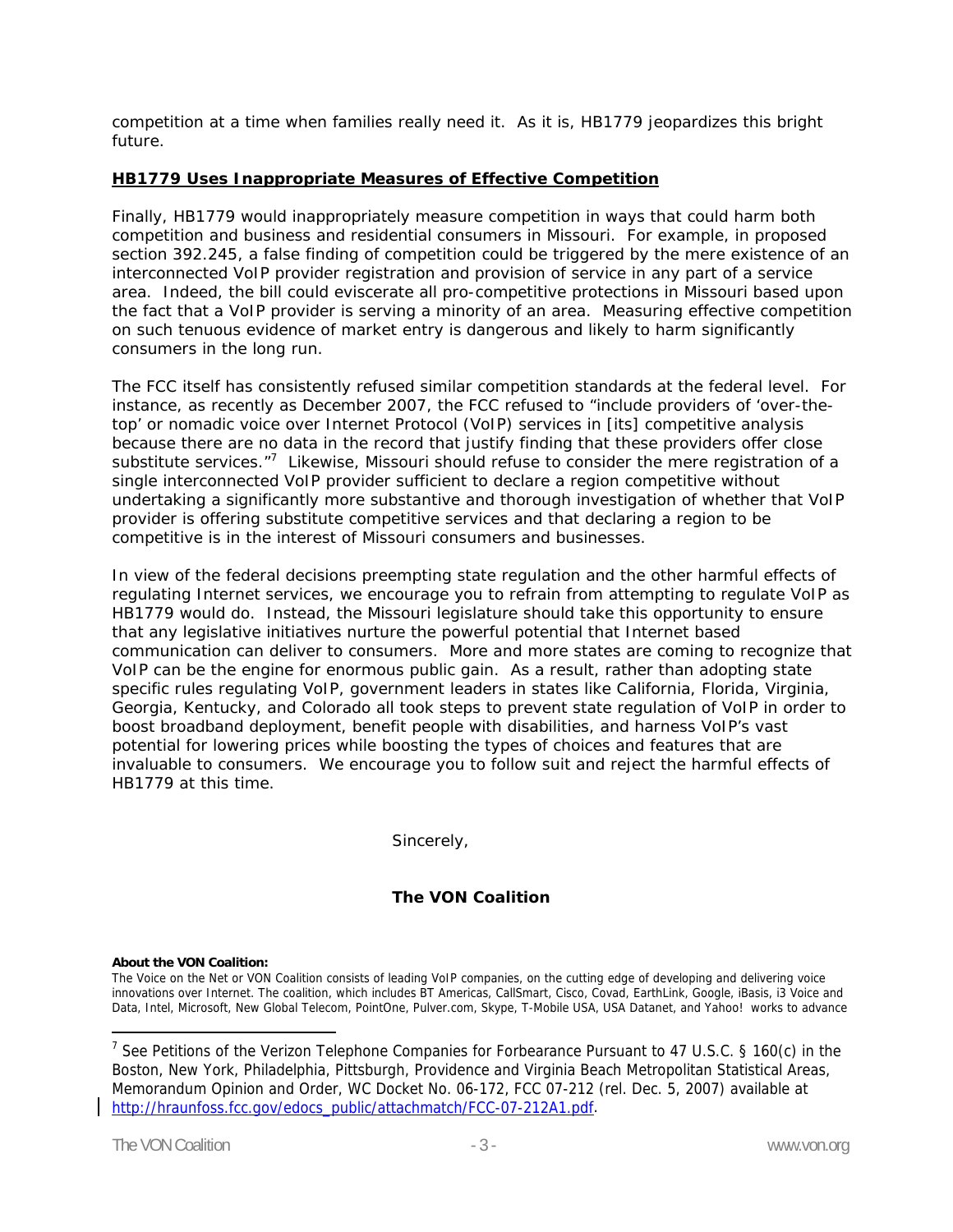competition at a time when families really need it. As it is, HB1779 jeopardizes this bright future.

## **HB1779 Uses Inappropriate Measures of Effective Competition**

Finally, HB1779 would inappropriately measure competition in ways that could harm both competition and business and residential consumers in Missouri. For example, in proposed section 392.245, a false finding of competition could be triggered by the mere existence of an interconnected VoIP provider registration and provision of service in any part of a service area. Indeed, the bill could eviscerate all pro-competitive protections in Missouri based upon the fact that a VoIP provider is serving a minority of an area. Measuring effective competition on such tenuous evidence of market entry is dangerous and likely to harm significantly consumers in the long run.

The FCC itself has consistently refused similar competition standards at the federal level. For instance, as recently as December 2007, the FCC refused to "include providers of 'over-the-top' or nomadic voice over Internet Protocol (VoIP) services in [its] competitive analysis because there are no data in the record that justify finding that these providers offer close substitute services."[7] Likewise, Missouri should refuse to consider the mere registration of a single interconnected VoIP provider sufficient to declare a region competitive without undertaking a significantly more substantive and thorough investigation of whether that VoIP provider is offering substitute competitive services and that declaring a region to be competitive is in the interest of Missouri consumers and businesses.

In view of the federal decisions preempting state regulation and the other harmful effects of regulating Internet services, we encourage you to refrain from attempting to regulate VoIP as HB1779 would do. Instead, the Missouri legislature should take this opportunity to ensure that any legislative initiatives nurture the powerful potential that Internet based communication can deliver to consumers. More and more states are coming to recognize that VoIP can be the engine for enormous public gain. As a result, rather than adopting state specific rules regulating VoIP, government leaders in states like California, Florida, Virginia, Georgia, Kentucky, and Colorado all took steps to prevent state regulation of VoIP in order to boost broadband deployment, benefit people with disabilities, and harness VoIP's vast potential for lowering prices while boosting the types of choices and features that are invaluable to consumers. We encourage you to follow suit and reject the harmful effects of HB1779 at this time.

Sincerely,

**The VON Coalition**

**About the VON Coalition:**
The Voice on the Net or VON Coalition consists of leading VoIP companies, on the cutting edge of developing and delivering voice innovations over Internet. The coalition, which includes BT Americas, CallSmart, Cisco, Covad, EarthLink, Google, iBasis, i3 Voice and Data, Intel, Microsoft, New Global Telecom, PointOne, Pulver.com, Skype, T-Mobile USA, USA Datanet, and Yahoo! works to advance

---

[7] See Petitions of the Verizon Telephone Companies for Forbearance Pursuant to 47 U.S.C. § 160(c) in the Boston, New York, Philadelphia, Pittsburgh, Providence and Virginia Beach Metropolitan Statistical Areas, Memorandum Opinion and Order, WC Docket No. 06-172, FCC 07-212 (rel. Dec. 5, 2007) available at http://hraunfoss.fcc.gov/edocs_public/attachmatch/FCC-07-212A1.pdf.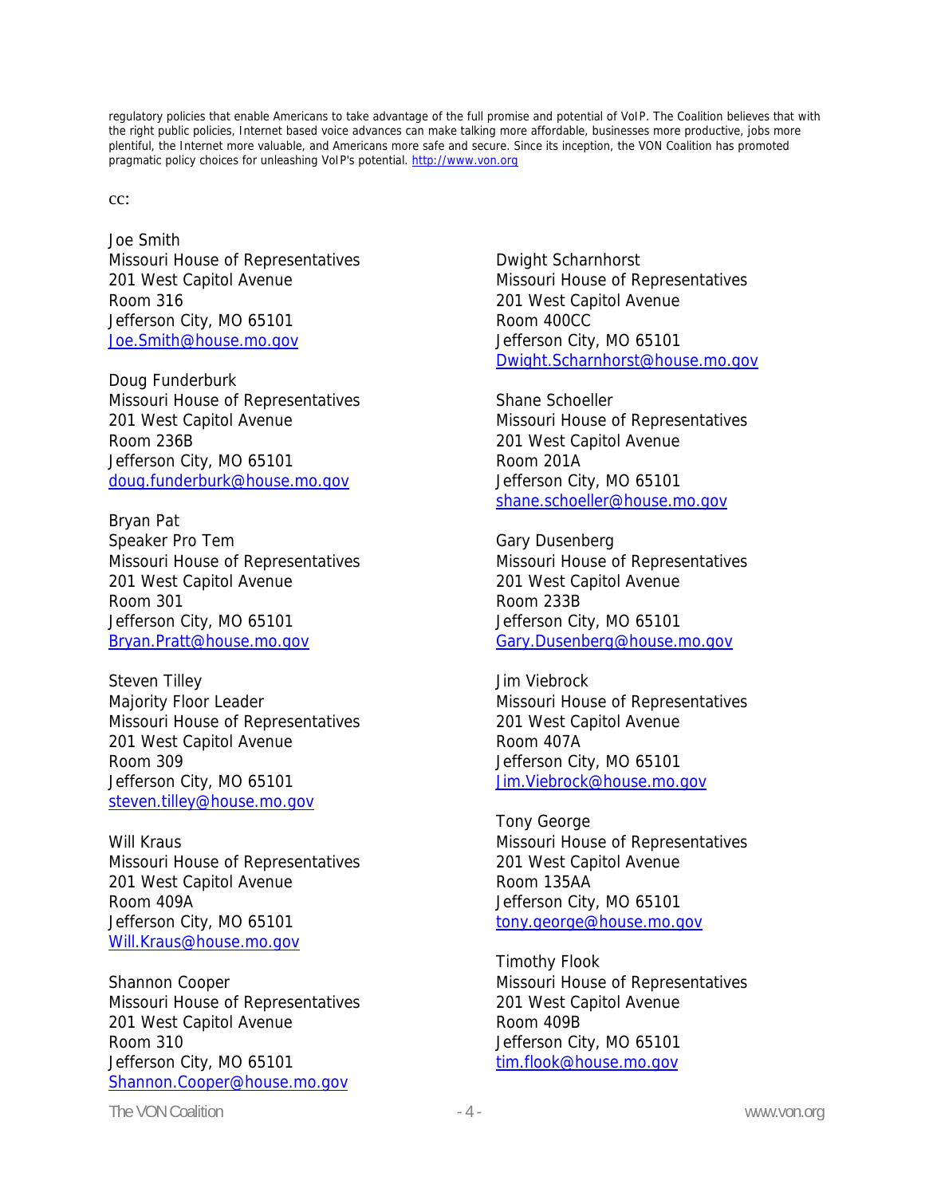regulatory policies that enable Americans to take advantage of the full promise and potential of VoIP. The Coalition believes that with the right public policies, Internet based voice advances can make talking more affordable, businesses more productive, jobs more plentiful, the Internet more valuable, and Americans more safe and secure. Since its inception, the VON Coalition has promoted pragmatic policy choices for unleashing VoIP's potential. http://www.von.org

cc:

Joe Smith
Missouri House of Representatives
201 West Capitol Avenue
Room 316
Jefferson City, MO 65101
Joe.Smith@house.mo.gov

Doug Funderburk
Missouri House of Representatives
201 West Capitol Avenue
Room 236B
Jefferson City, MO 65101
doug.funderburk@house.mo.gov

Bryan Pat
Speaker Pro Tem
Missouri House of Representatives
201 West Capitol Avenue
Room 301
Jefferson City, MO 65101
Bryan.Pratt@house.mo.gov

Steven Tilley
Majority Floor Leader
Missouri House of Representatives
201 West Capitol Avenue
Room 309
Jefferson City, MO 65101
steven.tilley@house.mo.gov

Will Kraus
Missouri House of Representatives
201 West Capitol Avenue
Room 409A
Jefferson City, MO 65101
Will.Kraus@house.mo.gov

Shannon Cooper
Missouri House of Representatives
201 West Capitol Avenue
Room 310
Jefferson City, MO 65101
Shannon.Cooper@house.mo.gov

Dwight Scharnhorst
Missouri House of Representatives
201 West Capitol Avenue
Room 400CC
Jefferson City, MO 65101
Dwight.Scharnhorst@house.mo.gov

Shane Schoeller
Missouri House of Representatives
201 West Capitol Avenue
Room 201A
Jefferson City, MO 65101
shane.schoeller@house.mo.gov

Gary Dusenberg
Missouri House of Representatives
201 West Capitol Avenue
Room 233B
Jefferson City, MO 65101
Gary.Dusenberg@house.mo.gov

Jim Viebrock
Missouri House of Representatives
201 West Capitol Avenue
Room 407A
Jefferson City, MO 65101
Jim.Viebrock@house.mo.gov

Tony George
Missouri House of Representatives
201 West Capitol Avenue
Room 135AA
Jefferson City, MO 65101
tony.george@house.mo.gov

Timothy Flook
Missouri House of Representatives
201 West Capitol Avenue
Room 409B
Jefferson City, MO 65101
tim.flook@house.mo.gov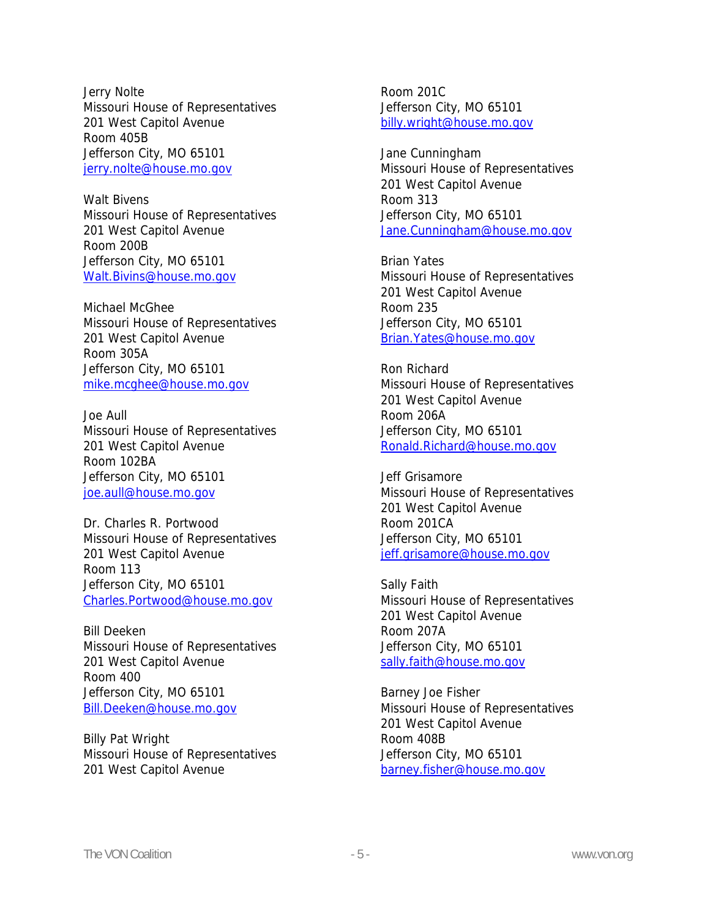Jerry Nolte
Missouri House of Representatives
201 West Capitol Avenue
Room 405B
Jefferson City, MO 65101
jerry.nolte@house.mo.gov

Walt Bivens
Missouri House of Representatives
201 West Capitol Avenue
Room 200B
Jefferson City, MO 65101
Walt.Bivins@house.mo.gov

Michael McGhee
Missouri House of Representatives
201 West Capitol Avenue
Room 305A
Jefferson City, MO 65101
mike.mcghee@house.mo.gov

Joe Aull
Missouri House of Representatives
201 West Capitol Avenue
Room 102BA
Jefferson City, MO 65101
joe.aull@house.mo.gov

Dr. Charles R. Portwood
Missouri House of Representatives
201 West Capitol Avenue
Room 113
Jefferson City, MO 65101
Charles.Portwood@house.mo.gov

Bill Deeken
Missouri House of Representatives
201 West Capitol Avenue
Room 400
Jefferson City, MO 65101
Bill.Deeken@house.mo.gov

Billy Pat Wright
Missouri House of Representatives
201 West Capitol Avenue
Room 201C
Jefferson City, MO 65101
billy.wright@house.mo.gov

Jane Cunningham
Missouri House of Representatives
201 West Capitol Avenue
Room 313
Jefferson City, MO 65101
Jane.Cunningham@house.mo.gov

Brian Yates
Missouri House of Representatives
201 West Capitol Avenue
Room 235
Jefferson City, MO 65101
Brian.Yates@house.mo.gov

Ron Richard
Missouri House of Representatives
201 West Capitol Avenue
Room 206A
Jefferson City, MO 65101
Ronald.Richard@house.mo.gov

Jeff Grisamore
Missouri House of Representatives
201 West Capitol Avenue
Room 201CA
Jefferson City, MO 65101
jeff.grisamore@house.mo.gov

Sally Faith
Missouri House of Representatives
201 West Capitol Avenue
Room 207A
Jefferson City, MO 65101
sally.faith@house.mo.gov

Barney Joe Fisher
Missouri House of Representatives
201 West Capitol Avenue
Room 408B
Jefferson City, MO 65101
barney.fisher@house.mo.gov